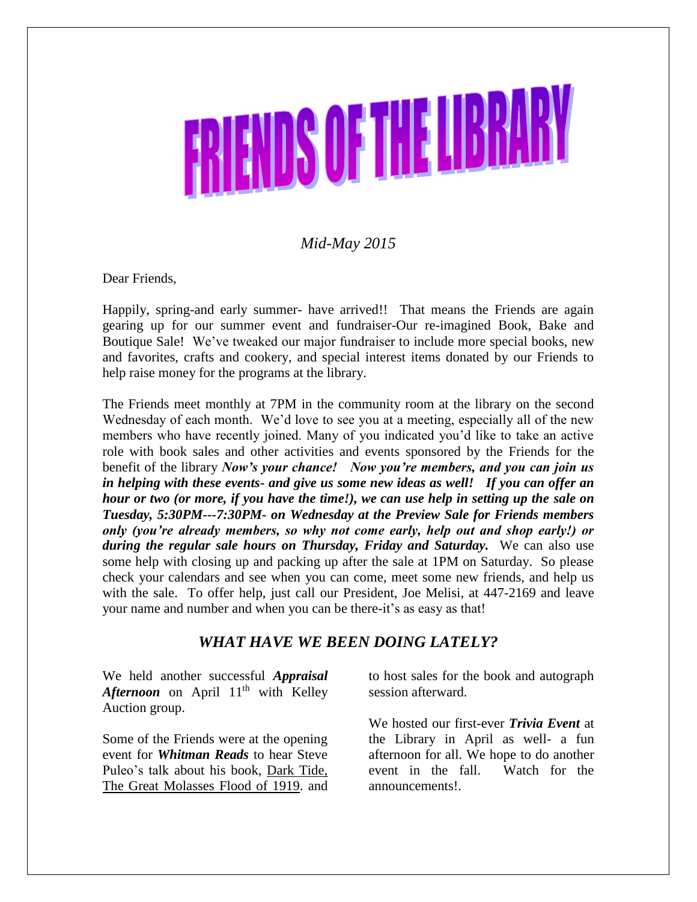# FRIENDS OF THE LIBRARY

*Mid-May 2015*

Dear Friends,

Happily, spring-and early summer- have arrived!! That means the Friends are again gearing up for our summer event and fundraiser-Our re-imagined Book, Bake and Boutique Sale! We've tweaked our major fundraiser to include more special books, new and favorites, crafts and cookery, and special interest items donated by our Friends to help raise money for the programs at the library.

The Friends meet monthly at 7PM in the community room at the library on the second Wednesday of each month. We'd love to see you at a meeting, especially all of the new members who have recently joined. Many of you indicated you'd like to take an active role with book sales and other activities and events sponsored by the Friends for the benefit of the library ***Now's your chance! Now you're members, and you can join us in helping with these events- and give us some new ideas as well! If you can offer an hour or two (or more, if you have the time!), we can use help in setting up the sale on Tuesday, 5:30PM---7:30PM- on Wednesday at the Preview Sale for Friends members only (you're already members, so why not come early, help out and shop early!) or during the regular sale hours on Thursday, Friday and Saturday.*** We can also use some help with closing up and packing up after the sale at 1PM on Saturday. So please check your calendars and see when you can come, meet some new friends, and help us with the sale. To offer help, just call our President, Joe Melisi, at 447-2169 and leave your name and number and when you can be there-it's as easy as that!

## *WHAT HAVE WE BEEN DOING LATELY?*

We held another successful ***Appraisal Afternoon*** on April 11th with Kelley Auction group.

Some of the Friends were at the opening event for ***Whitman Reads*** to hear Steve Puleo's talk about his book, Dark Tide, The Great Molasses Flood of 1919. and to host sales for the book and autograph session afterward.

We hosted our first-ever ***Trivia Event*** at the Library in April as well- a fun afternoon for all. We hope to do another event in the fall. Watch for the announcements!.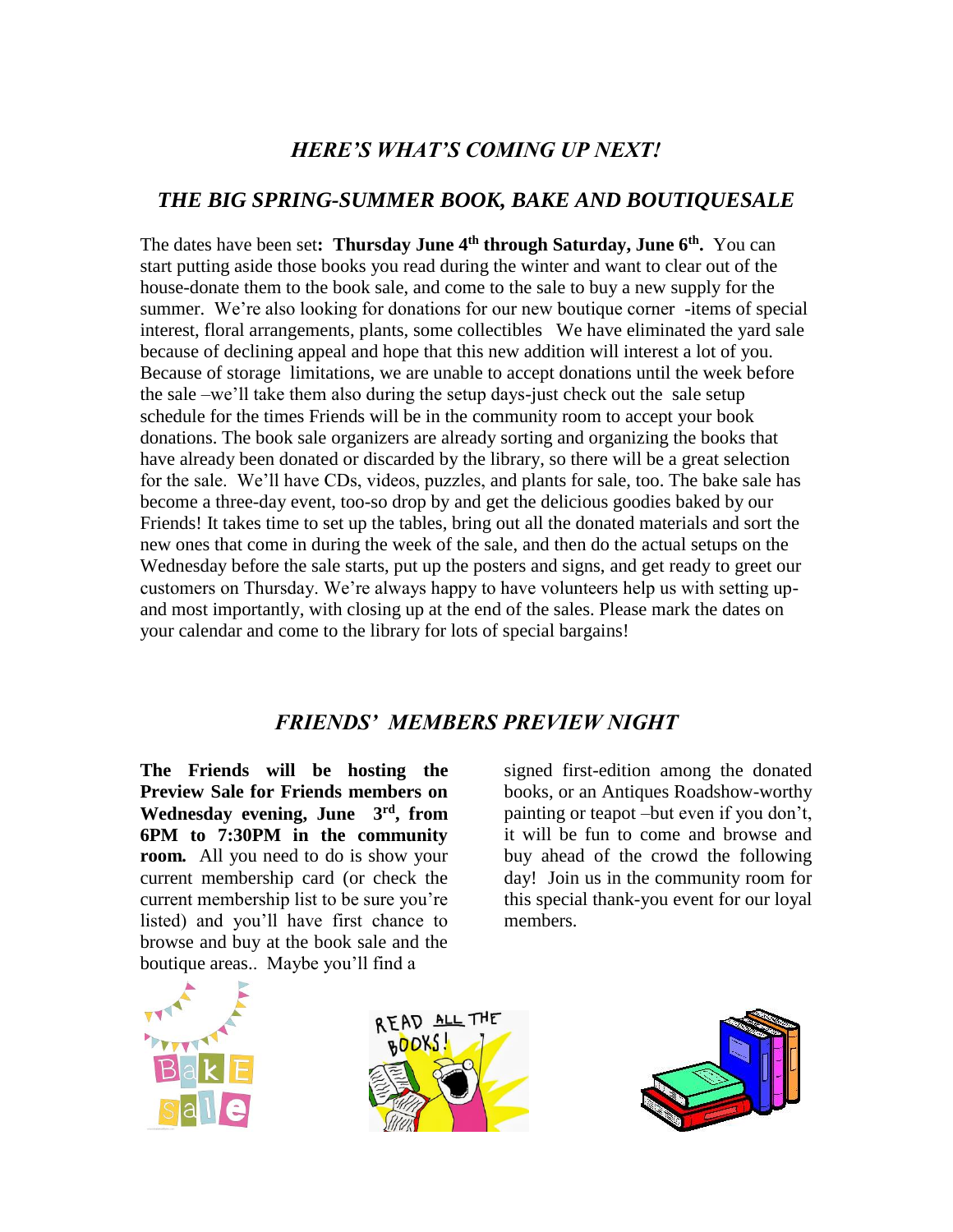## *HERE'S WHAT'S COMING UP NEXT!*

## *THE BIG SPRING-SUMMER BOOK, BAKE AND BOUTIQUESALE*

The dates have been set**: Thursday June 4th through Saturday, June 6th.** You can start putting aside those books you read during the winter and want to clear out of the house-donate them to the book sale, and come to the sale to buy a new supply for the summer. We're also looking for donations for our new boutique corner -items of special interest, floral arrangements, plants, some collectibles We have eliminated the yard sale because of declining appeal and hope that this new addition will interest a lot of you. Because of storage limitations, we are unable to accept donations until the week before the sale –we'll take them also during the setup days-just check out the sale setup schedule for the times Friends will be in the community room to accept your book donations. The book sale organizers are already sorting and organizing the books that have already been donated or discarded by the library, so there will be a great selection for the sale. We'll have CDs, videos, puzzles, and plants for sale, too. The bake sale has become a three-day event, too-so drop by and get the delicious goodies baked by our Friends! It takes time to set up the tables, bring out all the donated materials and sort the new ones that come in during the week of the sale, and then do the actual setups on the Wednesday before the sale starts, put up the posters and signs, and get ready to greet our customers on Thursday. We're always happy to have volunteers help us with setting up- and most importantly, with closing up at the end of the sales. Please mark the dates on your calendar and come to the library for lots of special bargains!

## *FRIENDS' MEMBERS PREVIEW NIGHT*

**The Friends will be hosting the Preview Sale for Friends members on Wednesday evening, June 3rd, from 6PM to 7:30PM in the community room.** All you need to do is show your current membership card (or check the current membership list to be sure you're listed) and you'll have first chance to browse and buy at the book sale and the boutique areas.. Maybe you'll find a signed first-edition among the donated books, or an Antiques Roadshow-worthy painting or teapot –but even if you don't, it will be fun to come and browse and buy ahead of the crowd the following day! Join us in the community room for this special thank-you event for our loyal members.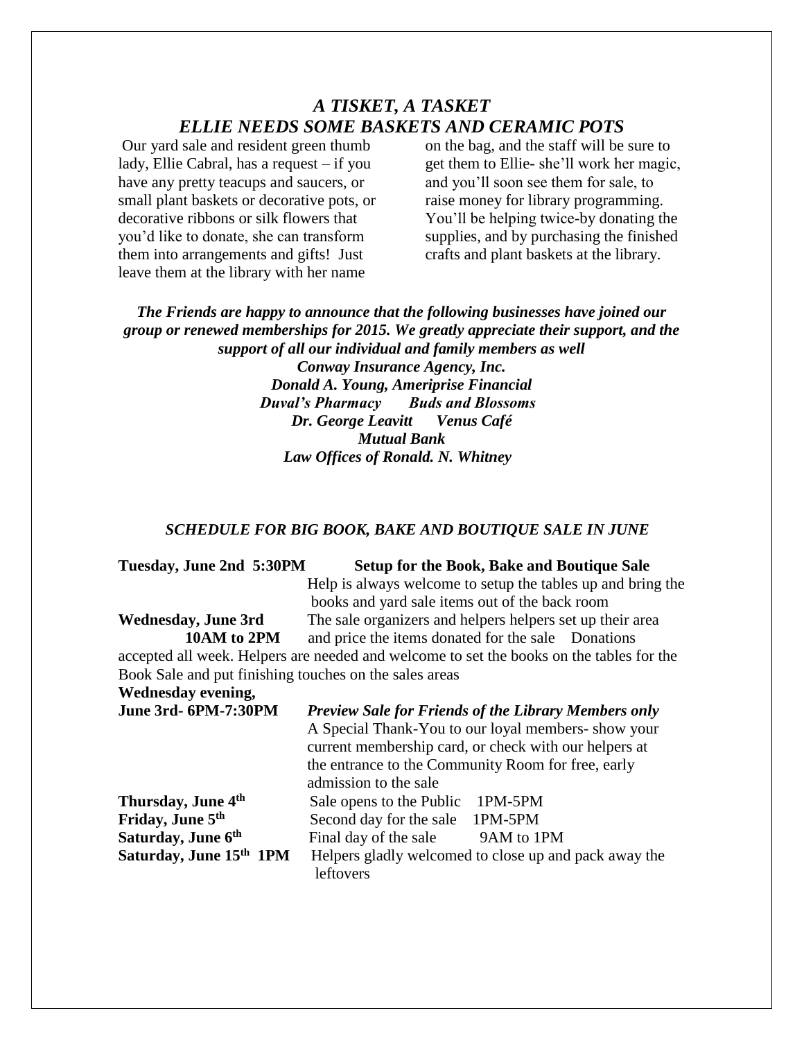## *A TISKET, A TASKET*
## *ELLIE NEEDS SOME BASKETS AND CERAMIC POTS*

Our yard sale and resident green thumb lady, Ellie Cabral, has a request – if you have any pretty teacups and saucers, or small plant baskets or decorative pots, or decorative ribbons or silk flowers that you'd like to donate, she can transform them into arrangements and gifts! Just leave them at the library with her name on the bag, and the staff will be sure to get them to Ellie- she'll work her magic, and you'll soon see them for sale, to raise money for library programming. You'll be helping twice-by donating the supplies, and by purchasing the finished crafts and plant baskets at the library.

***The Friends are happy to announce that the following businesses have joined our group or renewed memberships for 2015. We greatly appreciate their support, and the support of all our individual and family members as well***

***Conway Insurance Agency, Inc.***
***Donald A. Young, Ameriprise Financial***
***Duval's Pharmacy Buds and Blossoms***
***Dr. George Leavitt Venus Café***
***Mutual Bank***
***Law Offices of Ronald. N. Whitney***

### *SCHEDULE FOR BIG BOOK, BAKE AND BOUTIQUE SALE IN JUNE*

**Tuesday, June 2nd 5:30PM** **Setup for the Book, Bake and Boutique Sale**
Help is always welcome to setup the tables up and bring the books and yard sale items out of the back room

**Wednesday, June 3rd 10AM to 2PM** The sale organizers and helpers helpers set up their area and price the items donated for the sale Donations accepted all week. Helpers are needed and welcome to set the books on the tables for the Book Sale and put finishing touches on the sales areas

**Wednesday evening, June 3rd- 6PM-7:30PM** ***Preview Sale for Friends of the Library Members only***
A Special Thank-You to our loyal members- show your current membership card, or check with our helpers at the entrance to the Community Room for free, early admission to the sale

**Thursday, June 4th** Sale opens to the Public 1PM-5PM

**Friday, June 5th** Second day for the sale 1PM-5PM

**Saturday, June 6th** Final day of the sale 9AM to 1PM

**Saturday, June 15th 1PM** Helpers gladly welcomed to close up and pack away the leftovers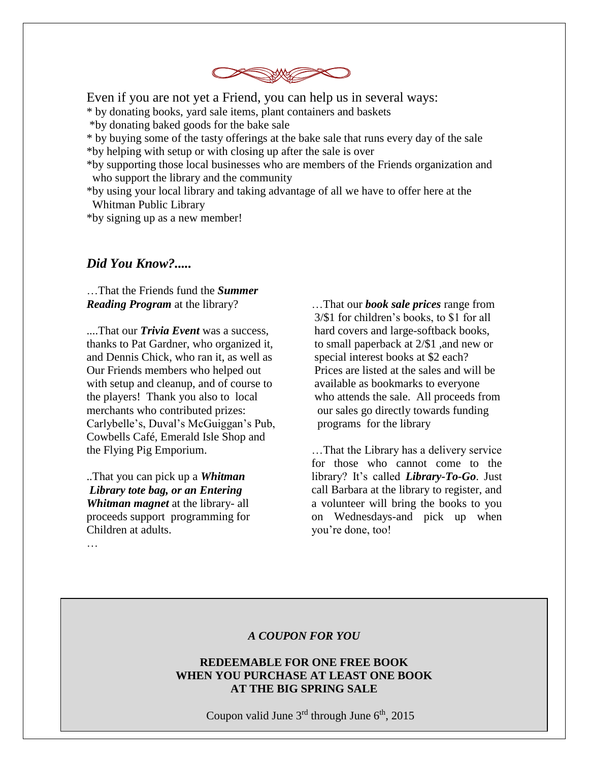Even if you are not yet a Friend, you can help us in several ways:

* by donating books, yard sale items, plant containers and baskets
* by donating baked goods for the bake sale
* by buying some of the tasty offerings at the bake sale that runs every day of the sale
* by helping with setup or with closing up after the sale is over
* by supporting those local businesses who are members of the Friends organization and who support the library and the community
* by using your local library and taking advantage of all we have to offer here at the Whitman Public Library
* by signing up as a new member!

## *Did You Know?.....*

…That the Friends fund the ***Summer Reading Program*** at the library?

....That our ***Trivia Event*** was a success, thanks to Pat Gardner, who organized it, and Dennis Chick, who ran it, as well as Our Friends members who helped out with setup and cleanup, and of course to the players! Thank you also to local merchants who contributed prizes: Carlybelle's, Duval's McGuiggan's Pub, Cowbells Café, Emerald Isle Shop and the Flying Pig Emporium.

..That you can pick up a ***Whitman Library tote bag, or an Entering Whitman magnet*** at the library- all proceeds support programming for Children at adults.

…

…That our ***book sale prices*** range from 3/$1 for children's books, to $1 for all hard covers and large-softback books, to small paperback at 2/$1 ,and new or special interest books at $2 each? Prices are listed at the sales and will be available as bookmarks to everyone who attends the sale. All proceeds from our sales go directly towards funding programs for the library

…That the Library has a delivery service for those who cannot come to the library? It's called ***Library-To-Go***. Just call Barbara at the library to register, and a volunteer will bring the books to you on Wednesdays-and pick up when you're done, too!

*A COUPON FOR YOU*

**REDEEMABLE FOR ONE FREE BOOK WHEN YOU PURCHASE AT LEAST ONE BOOK AT THE BIG SPRING SALE**

Coupon valid June 3rd through June 6th, 2015